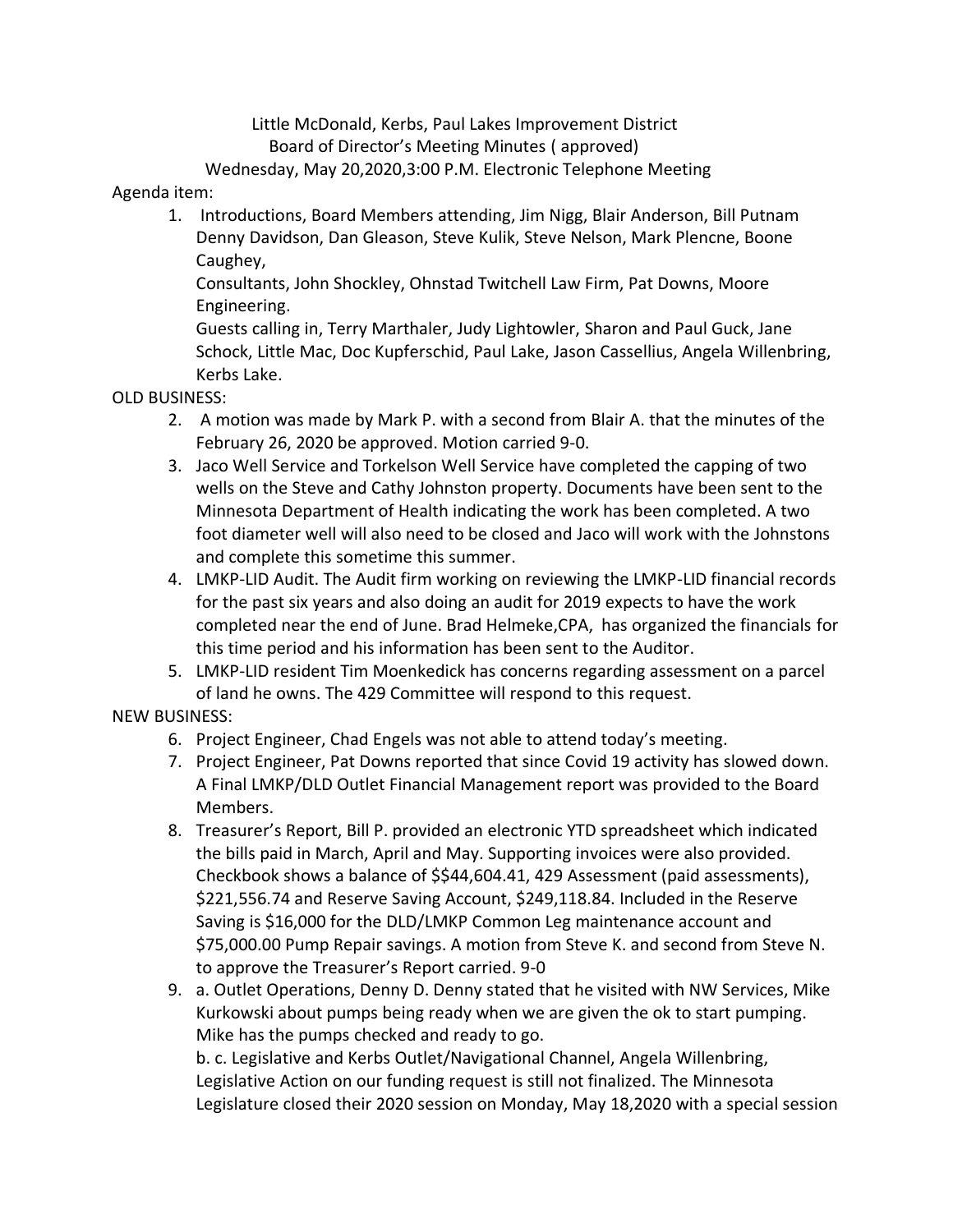Little McDonald, Kerbs, Paul Lakes Improvement District

Board of Director's Meeting Minutes ( approved)

Wednesday, May 20,2020,3:00 P.M. Electronic Telephone Meeting

Agenda item:

1. Introductions, Board Members attending, Jim Nigg, Blair Anderson, Bill Putnam Denny Davidson, Dan Gleason, Steve Kulik, Steve Nelson, Mark Plencne, Boone Caughey,
   
   Consultants, John Shockley, Ohnstad Twitchell Law Firm, Pat Downs, Moore Engineering.
   
   Guests calling in, Terry Marthaler, Judy Lightowler, Sharon and Paul Guck, Jane Schock, Little Mac, Doc Kupferschid, Paul Lake, Jason Cassellius, Angela Willenbring, Kerbs Lake.

OLD BUSINESS:

2. A motion was made by Mark P. with a second from Blair A. that the minutes of the February 26, 2020 be approved. Motion carried 9-0.
3. Jaco Well Service and Torkelson Well Service have completed the capping of two wells on the Steve and Cathy Johnston property. Documents have been sent to the Minnesota Department of Health indicating the work has been completed. A two foot diameter well will also need to be closed and Jaco will work with the Johnstons and complete this sometime this summer.
4. LMKP-LID Audit. The Audit firm working on reviewing the LMKP-LID financial records for the past six years and also doing an audit for 2019 expects to have the work completed near the end of June. Brad Helmeke,CPA, has organized the financials for this time period and his information has been sent to the Auditor.
5. LMKP-LID resident Tim Moenkedick has concerns regarding assessment on a parcel of land he owns. The 429 Committee will respond to this request.

NEW BUSINESS:

6. Project Engineer, Chad Engels was not able to attend today's meeting.
7. Project Engineer, Pat Downs reported that since Covid 19 activity has slowed down. A Final LMKP/DLD Outlet Financial Management report was provided to the Board Members.
8. Treasurer's Report, Bill P. provided an electronic YTD spreadsheet which indicated the bills paid in March, April and May. Supporting invoices were also provided. Checkbook shows a balance of $$44,604.41, 429 Assessment (paid assessments), $221,556.74 and Reserve Saving Account, $249,118.84. Included in the Reserve Saving is $16,000 for the DLD/LMKP Common Leg maintenance account and $75,000.00 Pump Repair savings. A motion from Steve K. and second from Steve N. to approve the Treasurer's Report carried. 9-0
9. a. Outlet Operations, Denny D. Denny stated that he visited with NW Services, Mike Kurkowski about pumps being ready when we are given the ok to start pumping. Mike has the pumps checked and ready to go.
   
   b. c. Legislative and Kerbs Outlet/Navigational Channel, Angela Willenbring, Legislative Action on our funding request is still not finalized. The Minnesota Legislature closed their 2020 session on Monday, May 18,2020 with a special session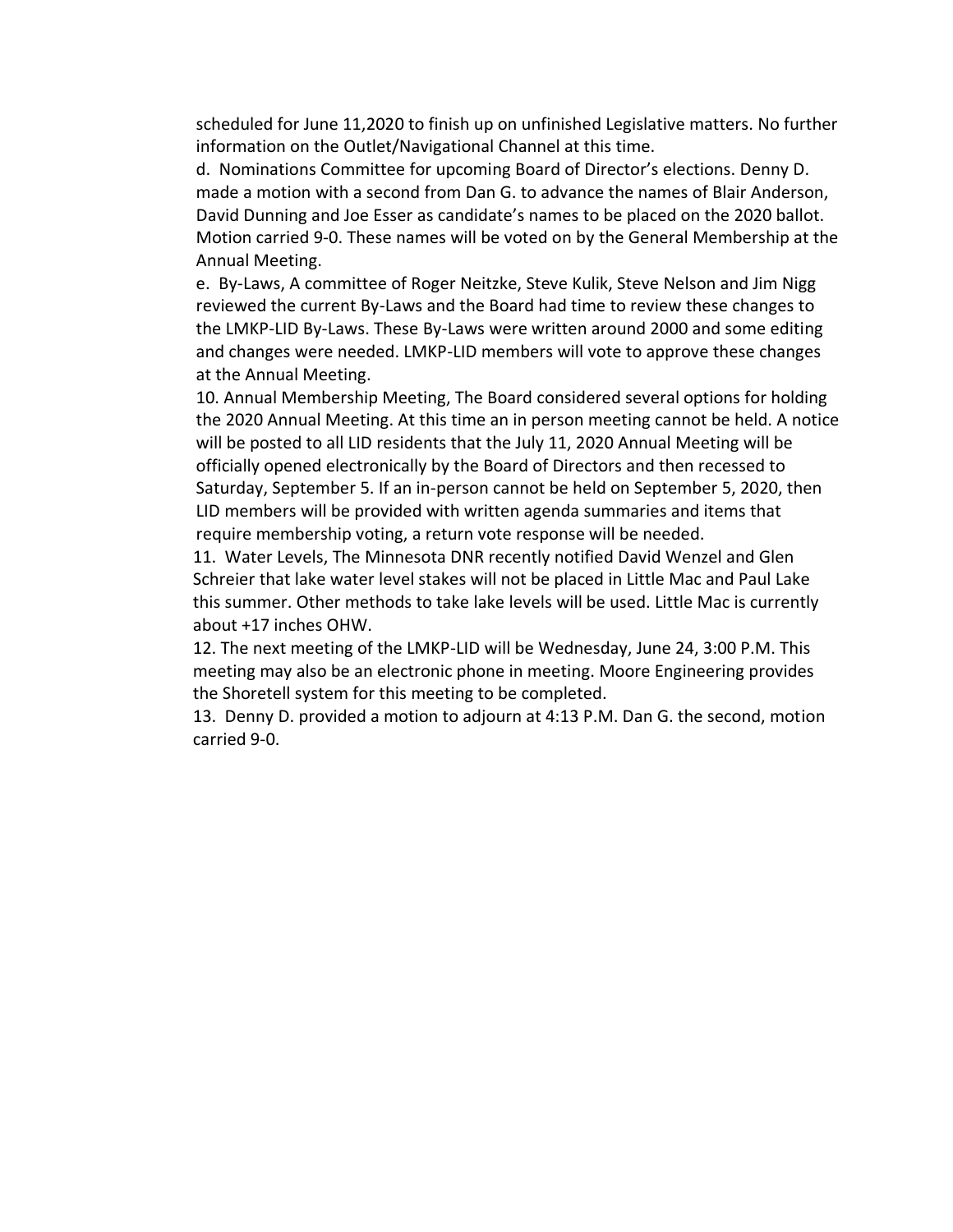scheduled for June 11,2020 to finish up on unfinished Legislative matters. No further information on the Outlet/Navigational Channel at this time.

d. Nominations Committee for upcoming Board of Director's elections. Denny D. made a motion with a second from Dan G. to advance the names of Blair Anderson, David Dunning and Joe Esser as candidate's names to be placed on the 2020 ballot. Motion carried 9-0. These names will be voted on by the General Membership at the Annual Meeting.

e. By-Laws, A committee of Roger Neitzke, Steve Kulik, Steve Nelson and Jim Nigg reviewed the current By-Laws and the Board had time to review these changes to the LMKP-LID By-Laws. These By-Laws were written around 2000 and some editing and changes were needed. LMKP-LID members will vote to approve these changes at the Annual Meeting.

10. Annual Membership Meeting, The Board considered several options for holding the 2020 Annual Meeting. At this time an in person meeting cannot be held. A notice will be posted to all LID residents that the July 11, 2020 Annual Meeting will be officially opened electronically by the Board of Directors and then recessed to Saturday, September 5. If an in-person cannot be held on September 5, 2020, then LID members will be provided with written agenda summaries and items that require membership voting, a return vote response will be needed.

11. Water Levels, The Minnesota DNR recently notified David Wenzel and Glen Schreier that lake water level stakes will not be placed in Little Mac and Paul Lake this summer. Other methods to take lake levels will be used. Little Mac is currently about +17 inches OHW.

12. The next meeting of the LMKP-LID will be Wednesday, June 24, 3:00 P.M. This meeting may also be an electronic phone in meeting. Moore Engineering provides the Shoretell system for this meeting to be completed.

13. Denny D. provided a motion to adjourn at 4:13 P.M. Dan G. the second, motion carried 9-0.